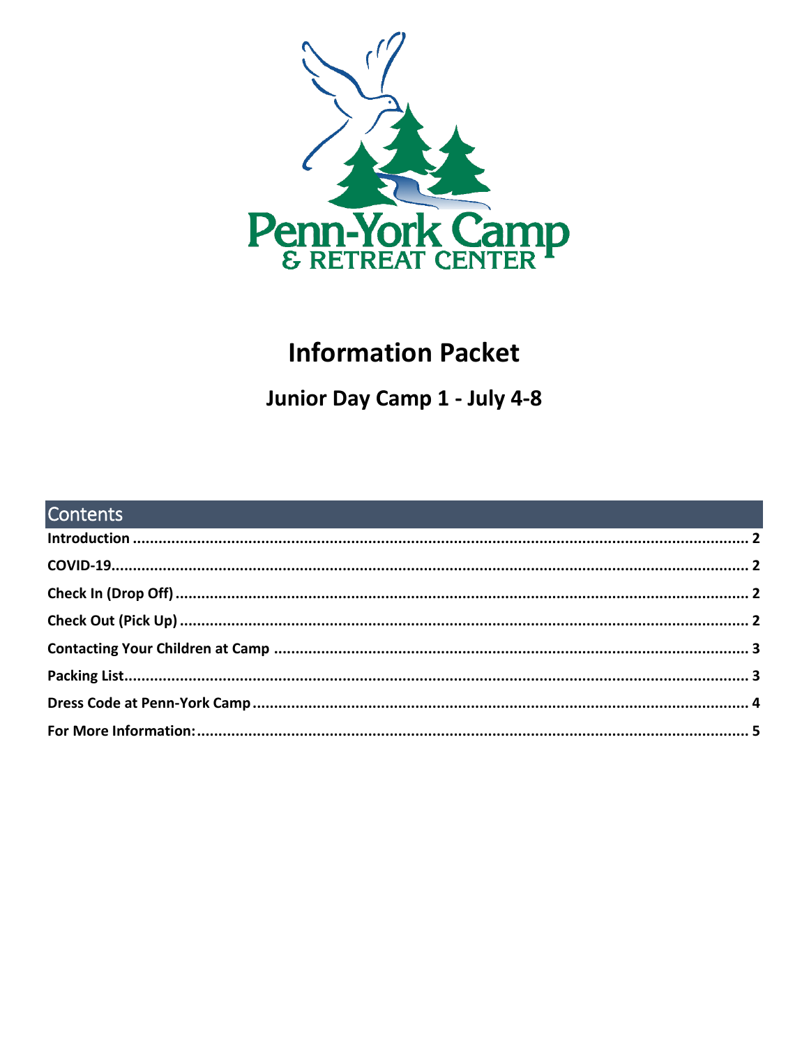Penn-York Camp
& RETREAT CENTER

# Information Packet

## Junior Day Camp 1 - July 4-8

## Contents

**Introduction** ........ 2
**COVID-19** ........ 2
**Check In (Drop Off)** ........ 2
**Check Out (Pick Up)** ........ 2
**Contacting Your Children at Camp** ........ 3
**Packing List** ........ 3
**Dress Code at Penn-York Camp** ........ 4
**For More Information:** ........ 5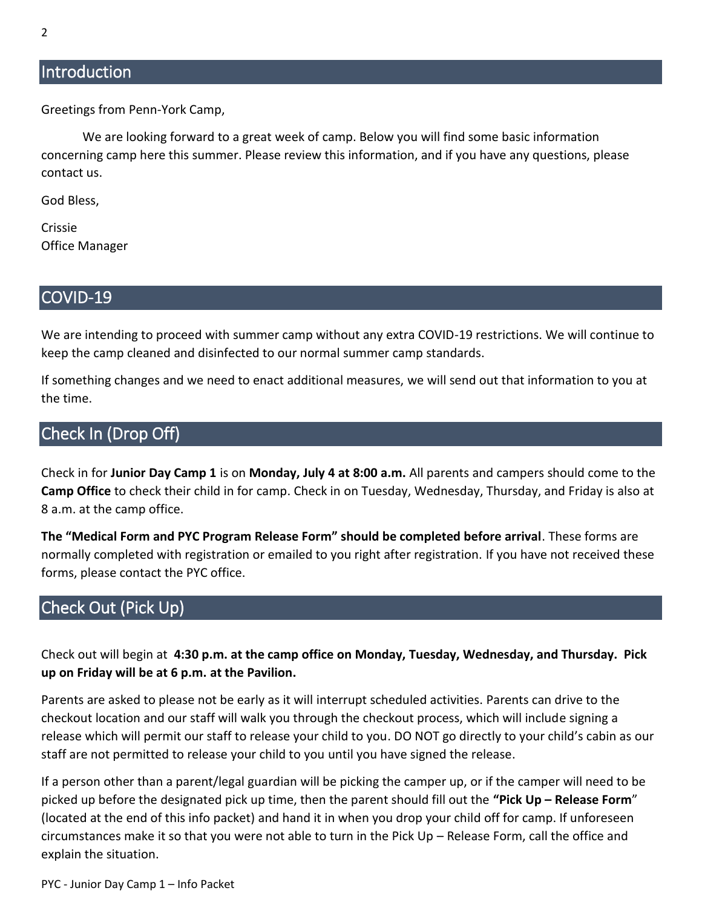## Introduction

Greetings from Penn-York Camp,

We are looking forward to a great week of camp. Below you will find some basic information concerning camp here this summer. Please review this information, and if you have any questions, please contact us.

God Bless,

Crissie
Office Manager

## COVID-19

We are intending to proceed with summer camp without any extra COVID-19 restrictions. We will continue to keep the camp cleaned and disinfected to our normal summer camp standards.

If something changes and we need to enact additional measures, we will send out that information to you at the time.

## Check In (Drop Off)

Check in for **Junior Day Camp 1** is on **Monday, July 4 at 8:00 a.m.** All parents and campers should come to the **Camp Office** to check their child in for camp. Check in on Tuesday, Wednesday, Thursday, and Friday is also at 8 a.m. at the camp office.

**The "Medical Form and PYC Program Release Form" should be completed before arrival**. These forms are normally completed with registration or emailed to you right after registration. If you have not received these forms, please contact the PYC office.

## Check Out (Pick Up)

Check out will begin at **4:30 p.m. at the camp office on Monday, Tuesday, Wednesday, and Thursday. Pick up on Friday will be at 6 p.m. at the Pavilion.**

Parents are asked to please not be early as it will interrupt scheduled activities. Parents can drive to the checkout location and our staff will walk you through the checkout process, which will include signing a release which will permit our staff to release your child to you. DO NOT go directly to your child's cabin as our staff are not permitted to release your child to you until you have signed the release.

If a person other than a parent/legal guardian will be picking the camper up, or if the camper will need to be picked up before the designated pick up time, then the parent should fill out the **"Pick Up – Release Form"** (located at the end of this info packet) and hand it in when you drop your child off for camp. If unforeseen circumstances make it so that you were not able to turn in the Pick Up – Release Form, call the office and explain the situation.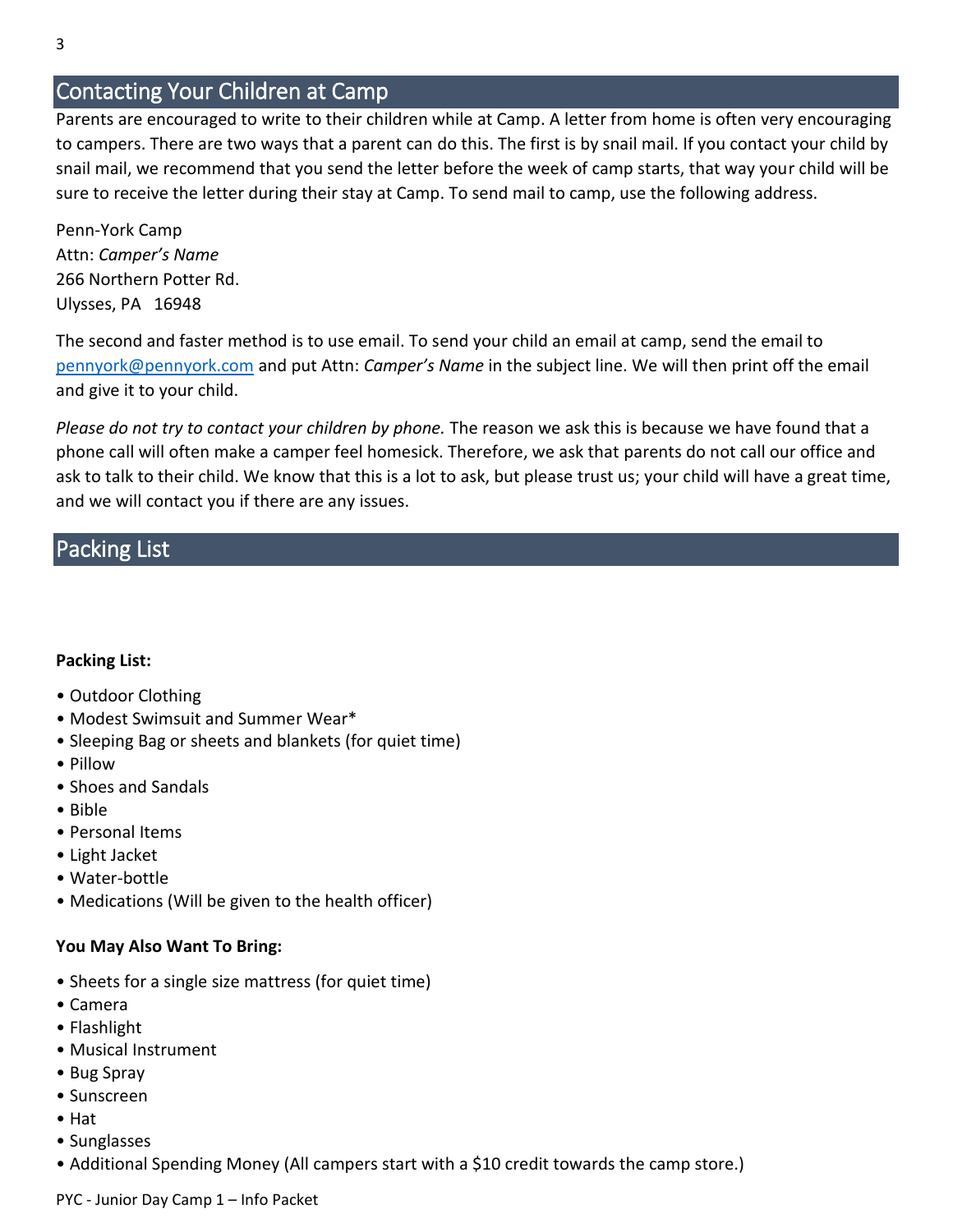## Contacting Your Children at Camp

Parents are encouraged to write to their children while at Camp. A letter from home is often very encouraging to campers. There are two ways that a parent can do this. The first is by snail mail. If you contact your child by snail mail, we recommend that you send the letter before the week of camp starts, that way your child will be sure to receive the letter during their stay at Camp. To send mail to camp, use the following address.

Penn-York Camp
Attn: *Camper's Name*
266 Northern Potter Rd.
Ulysses, PA 16948

The second and faster method is to use email. To send your child an email at camp, send the email to pennyork@pennyork.com and put Attn: *Camper's Name* in the subject line. We will then print off the email and give it to your child.

*Please do not try to contact your children by phone.* The reason we ask this is because we have found that a phone call will often make a camper feel homesick. Therefore, we ask that parents do not call our office and ask to talk to their child. We know that this is a lot to ask, but please trust us; your child will have a great time, and we will contact you if there are any issues.

## Packing List

**Packing List:**

- Outdoor Clothing
- Modest Swimsuit and Summer Wear*
- Sleeping Bag or sheets and blankets (for quiet time)
- Pillow
- Shoes and Sandals
- Bible
- Personal Items
- Light Jacket
- Water-bottle
- Medications (Will be given to the health officer)

**You May Also Want To Bring:**

- Sheets for a single size mattress (for quiet time)
- Camera
- Flashlight
- Musical Instrument
- Bug Spray
- Sunscreen
- Hat
- Sunglasses
- Additional Spending Money (All campers start with a $10 credit towards the camp store.)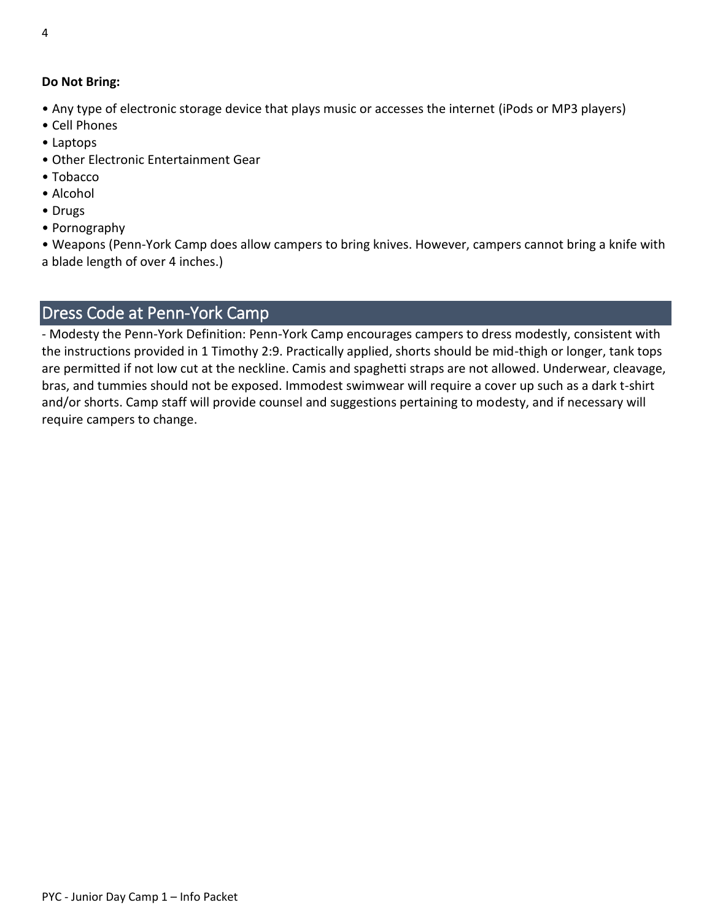**Do Not Bring:**

- Any type of electronic storage device that plays music or accesses the internet (iPods or MP3 players)
- Cell Phones
- Laptops
- Other Electronic Entertainment Gear
- Tobacco
- Alcohol
- Drugs
- Pornography
- Weapons (Penn-York Camp does allow campers to bring knives. However, campers cannot bring a knife with a blade length of over 4 inches.)

## Dress Code at Penn-York Camp

- Modesty the Penn-York Definition: Penn-York Camp encourages campers to dress modestly, consistent with the instructions provided in 1 Timothy 2:9. Practically applied, shorts should be mid-thigh or longer, tank tops are permitted if not low cut at the neckline. Camis and spaghetti straps are not allowed. Underwear, cleavage, bras, and tummies should not be exposed. Immodest swimwear will require a cover up such as a dark t-shirt and/or shorts. Camp staff will provide counsel and suggestions pertaining to modesty, and if necessary will require campers to change.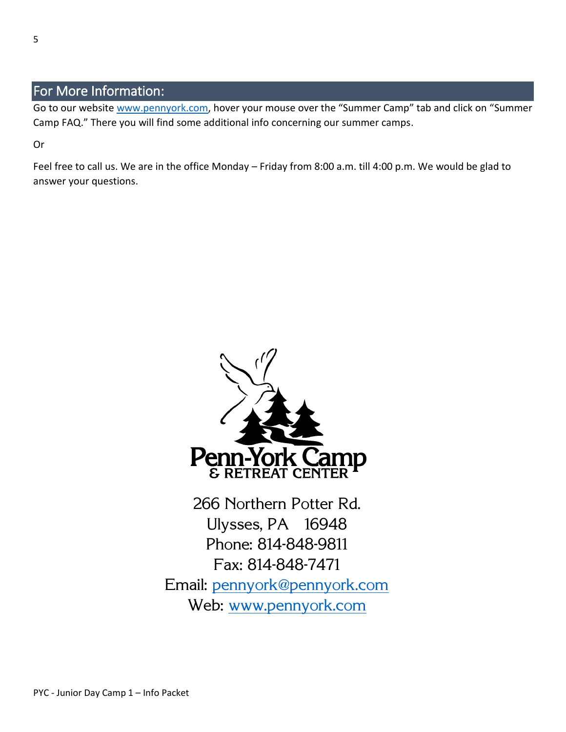## For More Information:

Go to our website www.pennyork.com, hover your mouse over the "Summer Camp" tab and click on "Summer Camp FAQ." There you will find some additional info concerning our summer camps.

Or

Feel free to call us. We are in the office Monday – Friday from 8:00 a.m. till 4:00 p.m. We would be glad to answer your questions.

Penn-York Camp
& RETREAT CENTER

266 Northern Potter Rd.
Ulysses, PA 16948
Phone: 814-848-9811
Fax: 814-848-7471
Email: pennyork@pennyork.com
Web: www.pennyork.com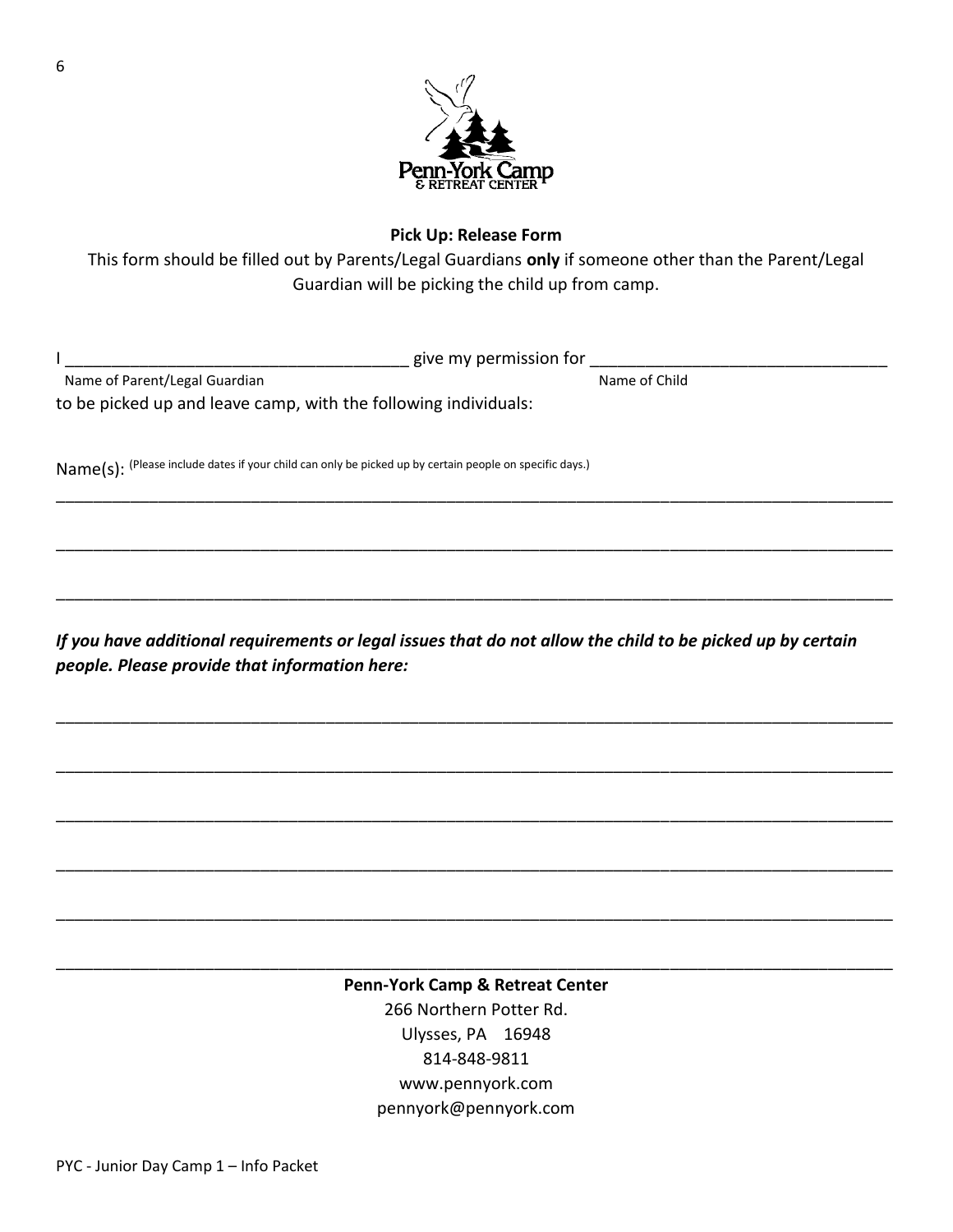**Pick Up: Release Form**

This form should be filled out by Parents/Legal Guardians **only** if someone other than the Parent/Legal Guardian will be picking the child up from camp.

I _____________________________________ give my permission for ________________________________

Name of Parent/Legal Guardian Name of Child

to be picked up and leave camp, with the following individuals:

Name(s): (Please include dates if your child can only be picked up by certain people on specific days.)

_____________________________________________________________________________________________

_____________________________________________________________________________________________

_____________________________________________________________________________________________

***If you have additional requirements or legal issues that do not allow the child to be picked up by certain people. Please provide that information here:***

_____________________________________________________________________________________________

_____________________________________________________________________________________________

_____________________________________________________________________________________________

_____________________________________________________________________________________________

_____________________________________________________________________________________________

_____________________________________________________________________________________________

**Penn-York Camp & Retreat Center**

266 Northern Potter Rd.

Ulysses, PA 16948

814-848-9811

www.pennyork.com

pennyork@pennyork.com